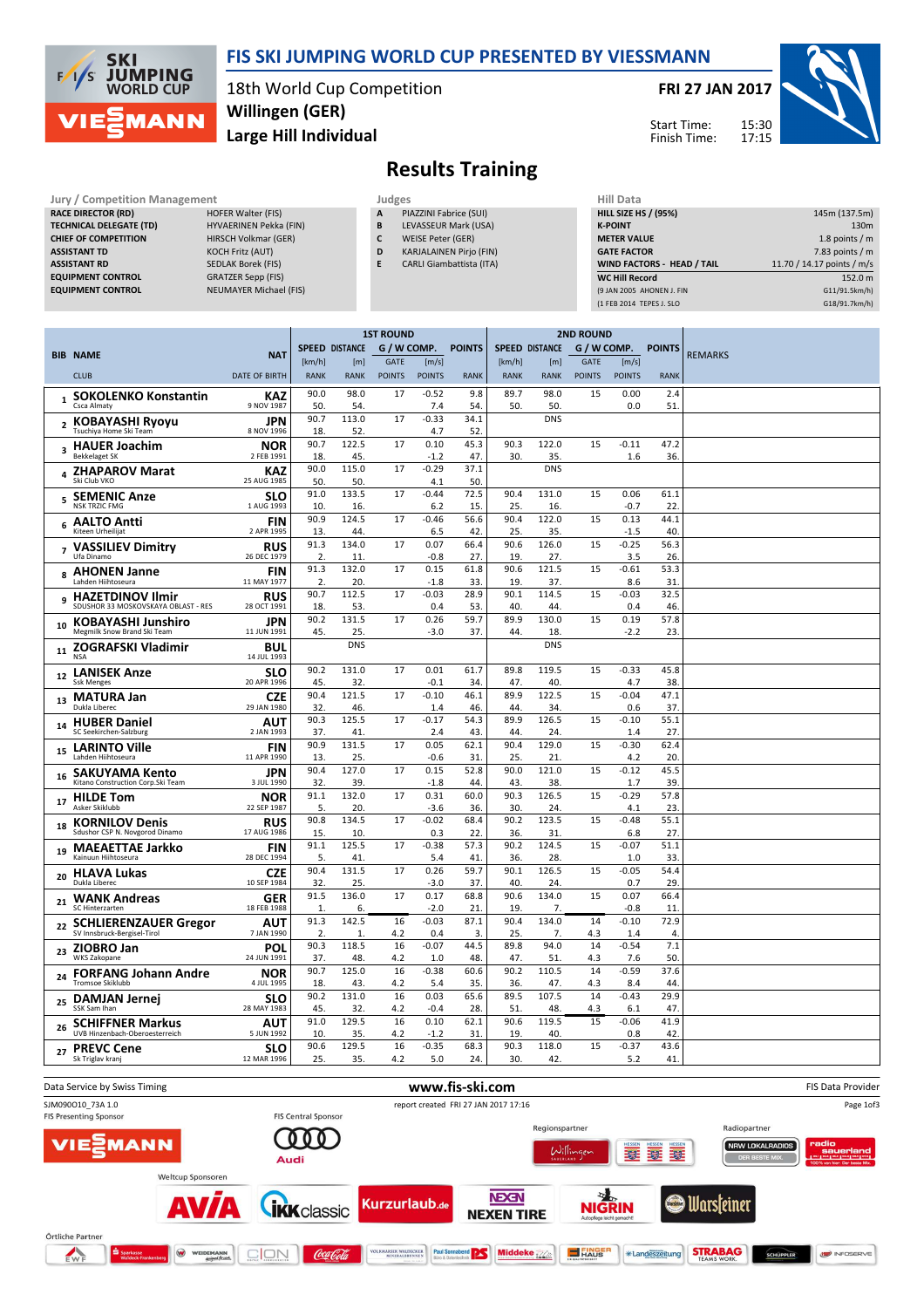# FIS SKI JUMPING WORLD CUP PRESENTED BY VIESSMANN

18th World Cup Competition
**Willingen (GER)**
**Large Hill Individual**

**FRI 27 JAN 2017**

Start Time: 15:30
Finish Time: 17:15

## Results Training

**Jury / Competition Management**

| | |
|---|---|
| RACE DIRECTOR (RD) | HOFER Walter (FIS) |
| TECHNICAL DELEGATE (TD) | HYVAERINEN Pekka (FIN) |
| CHIEF OF COMPETITION | HIRSCH Volkmar (GER) |
| ASSISTANT TD | KOCH Fritz (AUT) |
| ASSISTANT RD | SEDLAK Borek (FIS) |
| EQUIPMENT CONTROL | GRATZER Sepp (FIS) |
| EQUIPMENT CONTROL | NEUMAYER Michael (FIS) |

**Judges**

| | |
|---|---|
| A | PIAZZINI Fabrice (SUI) |
| B | LEVASSEUR Mark (USA) |
| C | WEISE Peter (GER) |
| D | KARJALAINEN Pirjo (FIN) |
| E | CARLI Giambattista (ITA) |

**Hill Data**

| | |
|---|---|
| HILL SIZE HS / (95%) | 145m (137.5m) |
| K-POINT | 130m |
| METER VALUE | 1.8 points / m |
| GATE FACTOR | 7.83 points / m |
| WIND FACTORS - HEAD / TAIL | 11.70 / 14.17 points / m/s |
| WC Hill Record | 152.0 m |
| (9 JAN 2005 AHONEN J. FIN | G11/91.5km/h) |
| (1 FEB 2014 TEPES J. SLO | G18/91.7km/h) |

| BIB | NAME / CLUB | NAT / DATE OF BIRTH | 1ST ROUND SPEED [km/h] / RANK | DISTANCE [m] / RANK | G / W COMP. GATE / POINTS | [m/s] / POINTS | POINTS / RANK | 2ND ROUND SPEED [km/h] / RANK | DISTANCE [m] / RANK | G / W COMP. GATE / POINTS | [m/s] / POINTS | POINTS / RANK | REMARKS |
|---|---|---|---|---|---|---|---|---|---|---|---|---|---|
| 1 | SOKOLENKO Konstantin / Csca Almaty | KAZ / 9 NOV 1987 | 90.0 / 50. | 98.0 / 54. | 17 | -0.52 / 7.4 | 9.8 / 54. | 89.7 / 50. | 98.0 / 50. | 15 | 0.00 / 0.0 | 2.4 / 51. | |
| 2 | KOBAYASHI Ryoyu / Tsuchiya Home Ski Team | JPN / 8 NOV 1996 | 90.7 / 18. | 113.0 / 52. | 17 | -0.33 / 4.7 | 34.1 / 52. | | DNS | | | | |
| 3 | HAUER Joachim / Bekkelaget SK | NOR / 2 FEB 1991 | 90.7 / 18. | 122.5 / 45. | 17 | 0.10 / -1.2 | 45.3 / 47. | 90.3 / 30. | 122.0 / 35. | 15 | -0.11 / 1.6 | 47.2 / 36. | |
| 4 | ZHAPAROV Marat / Ski Club VKO | KAZ / 25 AUG 1985 | 90.0 / 50. | 115.0 / 50. | 17 | -0.29 / 4.1 | 37.1 / 50. | | DNS | | | | |
| 5 | SEMENIC Anze / NSK TRZIC FMG | SLO / 1 AUG 1993 | 91.0 / 10. | 133.5 / 16. | 17 | -0.44 / 6.2 | 72.5 / 15. | 90.4 / 25. | 131.0 / 16. | 15 | 0.06 / -0.7 | 61.1 / 22. | |
| 6 | AALTO Antti / Kiteen Urheilijat | FIN / 2 APR 1995 | 90.9 / 13. | 124.5 / 44. | 17 | -0.46 / 6.5 | 56.6 / 42. | 90.4 / 25. | 122.0 / 35. | 15 | 0.13 / -1.5 | 44.1 / 40. | |
| 7 | VASSILIEV Dimitry / Ufa Dinamo | RUS / 26 DEC 1979 | 91.3 / 2. | 134.0 / 11. | 17 | 0.07 / -0.8 | 66.4 / 27. | 90.6 / 19. | 126.0 / 27. | 15 | -0.25 / 3.5 | 56.3 / 26. | |
| 8 | AHONEN Janne / Lahden Hiihtoseura | FIN / 11 MAY 1977 | 91.3 / 2. | 132.0 / 20. | 17 | 0.15 / -1.8 | 61.8 / 33. | 90.6 / 19. | 121.5 / 37. | 15 | -0.61 / 8.6 | 53.3 / 31. | |
| 9 | HAZETDINOV Ilmir / SDUSHOR 33 MOSKOVSKAYA OBLAST - RES | RUS / 28 OCT 1991 | 90.7 / 18. | 112.5 / 53. | 17 | -0.03 / 0.4 | 28.9 / 53. | 90.1 / 40. | 114.5 / 44. | 15 | -0.03 / 0.4 | 32.5 / 46. | |
| 10 | KOBAYASHI Junshiro / Megmilk Snow Brand Ski Team | JPN / 11 JUN 1991 | 90.2 / 45. | 131.5 / 25. | 17 | 0.26 / -3.0 | 59.7 / 37. | 89.9 / 44. | 130.0 / 18. | 15 | 0.19 / -2.2 | 57.8 / 23. | |
| 11 | ZOGRAFSKI Vladimir / NSA | BUL / 14 JUL 1993 | | DNS | | | | | DNS | | | | |
| 12 | LANISEK Anze / Ssk Menges | SLO / 20 APR 1996 | 90.2 / 45. | 131.0 / 32. | 17 | 0.01 / -0.1 | 61.7 / 34. | 89.8 / 47. | 119.5 / 40. | 15 | -0.33 / 4.7 | 45.8 / 38. | |
| 13 | MATURA Jan / Dukla Liberec | CZE / 29 JAN 1980 | 90.4 / 32. | 121.5 / 46. | 17 | -0.10 / 1.4 | 46.1 / 46. | 89.9 / 44. | 122.5 / 34. | 15 | -0.04 / 0.6 | 47.1 / 37. | |
| 14 | HUBER Daniel / SC Seekirchen-Salzburg | AUT / 2 JAN 1993 | 90.3 / 37. | 125.5 / 41. | 17 | -0.17 / 2.4 | 54.3 / 43. | 89.9 / 44. | 126.5 / 24. | 15 | -0.10 / 1.4 | 55.1 / 27. | |
| 15 | LARINTO Ville / Lahden Hiihtoseura | FIN / 11 APR 1990 | 90.9 / 13. | 131.5 / 25. | 17 | 0.05 / -0.6 | 62.1 / 31. | 90.4 / 25. | 129.0 / 21. | 15 | -0.30 / 4.2 | 62.4 / 20. | |
| 16 | SAKUYAMA Kento / Kitano Construction Corp.Ski Team | JPN / 3 JUL 1990 | 90.4 / 32. | 127.0 / 39. | 17 | 0.15 / -1.8 | 52.8 / 44. | 90.0 / 43. | 121.0 / 38. | 15 | -0.12 / 1.7 | 45.5 / 39. | |
| 17 | HILDE Tom / Asker Skiklubb | NOR / 22 SEP 1987 | 91.1 / 5. | 132.0 / 20. | 17 | 0.31 / -3.6 | 60.0 / 36. | 90.3 / 30. | 126.5 / 24. | 15 | -0.29 / 4.1 | 57.8 / 23. | |
| 18 | KORNILOV Denis / Sdushor CSP N. Novgorod Dinamo | RUS / 17 AUG 1986 | 90.8 / 15. | 134.5 / 10. | 17 | -0.02 / 0.3 | 68.4 / 22. | 90.2 / 36. | 123.5 / 31. | 15 | -0.48 / 6.8 | 55.1 / 27. | |
| 19 | MAEAETTAE Jarkko / Kainuun Hiihtoseura | FIN / 28 DEC 1994 | 91.1 / 5. | 125.5 / 41. | 17 | -0.38 / 5.4 | 57.3 / 41. | 90.2 / 36. | 124.5 / 28. | 15 | -0.07 / 1.0 | 51.1 / 33. | |
| 20 | HLAVA Lukas / Dukla Liberec | CZE / 10 SEP 1984 | 90.4 / 32. | 131.5 / 25. | 17 | 0.26 / -3.0 | 59.7 / 37. | 90.1 / 40. | 126.5 / 24. | 15 | -0.05 / 0.7 | 54.4 / 29. | |
| 21 | WANK Andreas / SC Hinterzarten | GER / 18 FEB 1988 | 91.5 / 1. | 136.0 / 6. | 17 | 0.17 / -2.0 | 68.8 / 21. | 90.6 / 19. | 134.0 / 7. | 15 | 0.07 / -0.8 | 66.4 / 11. | |
| 22 | SCHLIERENZAUER Gregor / SV Innsbruck-Bergisel-Tirol | AUT / 7 JAN 1990 | 91.3 / 2. | 142.5 / 1. | 16 / 4.2 | -0.03 / 0.4 | 87.1 / 3. | 90.4 / 25. | 134.0 / 7. | 14 / 4.3 | -0.10 / 1.4 | 72.9 / 4. | |
| 23 | ZIOBRO Jan / WKS Zakopane | POL / 24 JUN 1991 | 90.3 / 37. | 118.5 / 48. | 16 / 4.2 | -0.07 / 1.0 | 44.5 / 48. | 89.8 / 47. | 94.0 / 51. | 14 / 4.3 | -0.54 / 7.6 | 7.1 / 50. | |
| 24 | FORFANG Johann Andre / Tromsoe Skiklubb | NOR / 4 JUL 1995 | 90.7 / 18. | 125.0 / 43. | 16 / 4.2 | -0.38 / 5.4 | 60.6 / 35. | 90.2 / 36. | 110.5 / 47. | 14 / 4.3 | -0.59 / 8.4 | 37.6 / 44. | |
| 25 | DAMJAN Jernej / SSK Sam Ihan | SLO / 28 MAY 1983 | 90.2 / 45. | 131.0 / 32. | 16 / 4.2 | 0.03 / -0.4 | 65.6 / 28. | 89.5 / 51. | 107.5 / 48. | 14 / 4.3 | -0.43 / 6.1 | 29.9 / 47. | |
| 26 | SCHIFFNER Markus / UVB Hinzenbach-Oberoesterreich | AUT / 5 JUN 1992 | 91.0 / 10. | 129.5 / 35. | 16 / 4.2 | 0.10 / -1.2 | 62.1 / 31. | 90.6 / 19. | 119.5 / 40. | 15 | -0.06 / 0.8 | 41.9 / 42. | |
| 27 | PREVC Cene / Sk Triglav kranj | SLO / 12 MAR 1996 | 90.6 / 25. | 129.5 / 35. | 16 / 4.2 | -0.35 / 5.0 | 68.3 / 24. | 90.3 / 30. | 118.0 / 42. | 15 | -0.37 / 5.2 | 43.6 / 41. | |

Data Service by Swiss Timing — www.fis-ski.com — FIS Data Provider

SJM090O10_73A 1.0 — report created FRI 27 JAN 2017 17:16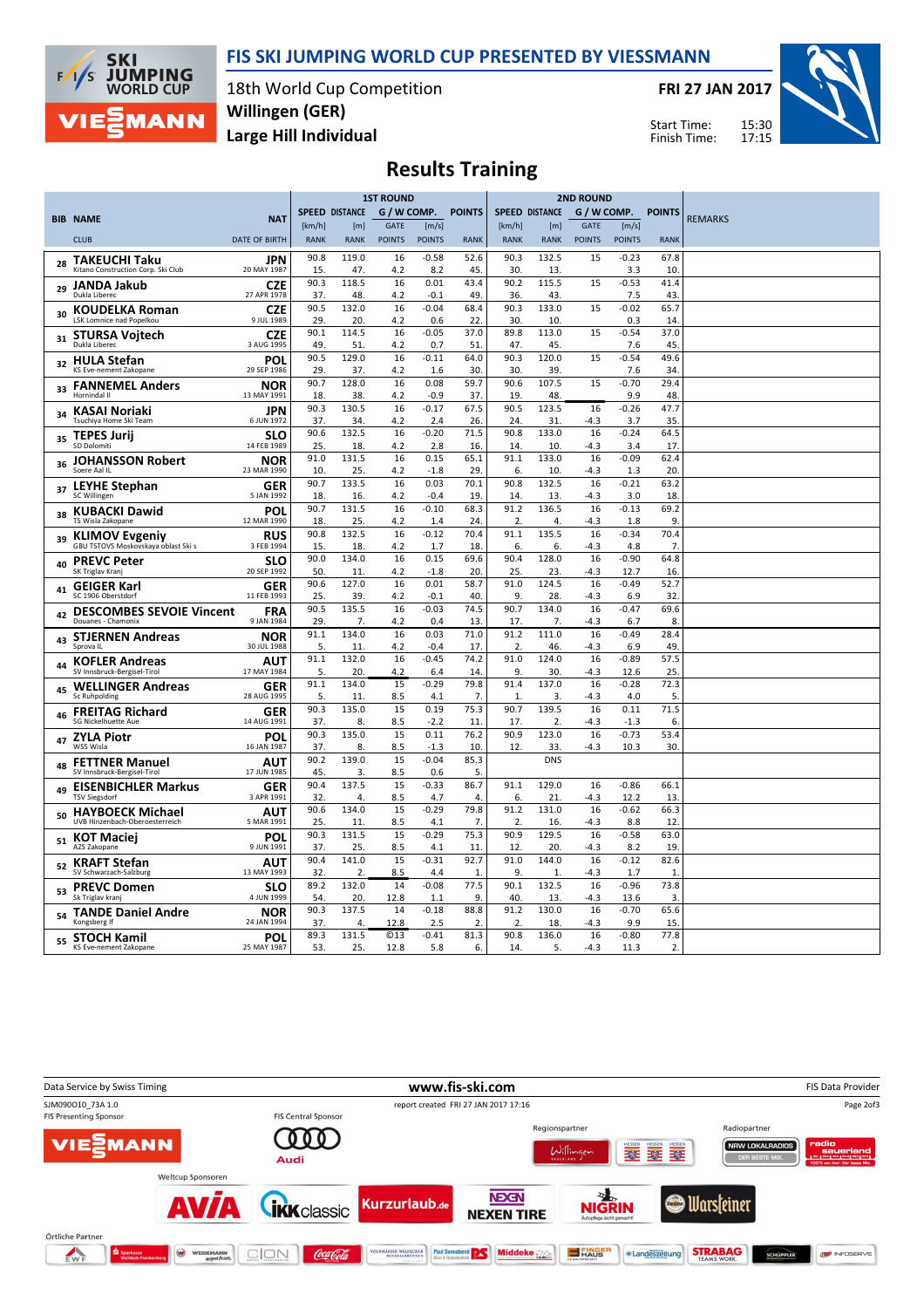# FIS SKI JUMPING WORLD CUP PRESENTED BY VIESSMANN

18th World Cup Competition
**Willingen (GER)**
**Large Hill Individual**

**FRI 27 JAN 2017**

Start Time: 15:30
Finish Time: 17:15

## Results Training

| BIB | NAME / CLUB | NAT / DATE OF BIRTH | 1ST ROUND SPEED [km/h] / RANK | DISTANCE [m] / RANK | G/W COMP. GATE / POINTS | [m/s] / POINTS | POINTS / RANK | 2ND ROUND SPEED [km/h] / RANK | DISTANCE [m] / RANK | G/W COMP. GATE / POINTS | [m/s] / POINTS | POINTS / RANK | REMARKS |
|---|---|---|---|---|---|---|---|---|---|---|---|---|---|
| 28 | TAKEUCHI Taku<br>Kitano Construction Corp. Ski Club | JPN<br>20 MAY 1987 | 90.8<br>15. | 119.0<br>47. | 16<br>4.2 | -0.58<br>8.2 | 52.6<br>45. | 90.3<br>30. | 132.5<br>13. | 15 | -0.23<br>3.3 | 67.8<br>10. | |
| 29 | JANDA Jakub<br>Dukla Liberec | CZE<br>27 APR 1978 | 90.3<br>37. | 118.5<br>48. | 16<br>4.2 | 0.01<br>-0.1 | 43.4<br>49. | 90.2<br>36. | 115.5<br>43. | 15 | -0.53<br>7.5 | 41.4<br>43. | |
| 30 | KOUDELKA Roman<br>LSK Lomnice nad Popelkou | CZE<br>9 JUL 1989 | 90.5<br>29. | 132.0<br>20. | 16<br>4.2 | -0.04<br>0.6 | 68.4<br>22. | 90.3<br>30. | 133.0<br>10. | 15 | -0.02<br>0.3 | 65.7<br>14. | |
| 31 | STURSA Vojtech<br>Dukla Liberec | CZE<br>3 AUG 1995 | 90.1<br>49. | 114.5<br>51. | 16<br>4.2 | -0.05<br>0.7 | 37.0<br>51. | 89.8<br>47. | 113.0<br>45. | 15 | -0.54<br>7.6 | 37.0<br>45. | |
| 32 | HULA Stefan<br>KS Eve-nement Zakopane | POL<br>29 SEP 1986 | 90.5<br>29. | 129.0<br>37. | 16<br>4.2 | -0.11<br>1.6 | 64.0<br>30. | 90.3<br>30. | 120.0<br>39. | 15 | -0.54<br>7.6 | 49.6<br>34. | |
| 33 | FANNEMEL Anders<br>Hornindal Il | NOR<br>13 MAY 1991 | 90.7<br>18. | 128.0<br>38. | 16<br>4.2 | 0.08<br>-0.9 | 59.7<br>37. | 90.6<br>19. | 107.5<br>48. | 15 | -0.70<br>9.9 | 29.4<br>48. | |
| 34 | KASAI Noriaki<br>Tsuchiya Home Ski Team | JPN<br>6 JUN 1972 | 90.3<br>37. | 130.5<br>34. | 16<br>4.2 | -0.17<br>2.4 | 67.5<br>26. | 90.5<br>24. | 123.5<br>31. | 16<br>-4.3 | -0.26<br>3.7 | 47.7<br>35. | |
| 35 | TEPES Jurij<br>SD Dolomiti | SLO<br>14 FEB 1989 | 90.6<br>25. | 132.5<br>18. | 16<br>4.2 | -0.20<br>2.8 | 71.5<br>16. | 90.8<br>14. | 133.0<br>10. | 16<br>-4.3 | -0.24<br>3.4 | 64.5<br>17. | |
| 36 | JOHANSSON Robert<br>Soere Aal IL | NOR<br>23 MAR 1990 | 91.0<br>10. | 131.5<br>25. | 16<br>4.2 | 0.15<br>-1.8 | 65.1<br>29. | 91.1<br>6. | 133.0<br>10. | 16<br>-4.3 | -0.09<br>1.3 | 62.4<br>20. | |
| 37 | LEYHE Stephan<br>SC Willingen | GER<br>5 JAN 1992 | 90.7<br>18. | 133.5<br>16. | 16<br>4.2 | 0.03<br>-0.4 | 70.1<br>19. | 90.8<br>14. | 132.5<br>13. | 16<br>-4.3 | -0.21<br>3.0 | 63.2<br>18. | |
| 38 | KUBACKI Dawid<br>TS Wisla Zakopane | POL<br>12 MAR 1990 | 90.7<br>18. | 131.5<br>25. | 16<br>4.2 | -0.10<br>1.4 | 68.3<br>24. | 91.2<br>2. | 136.5<br>4. | 16<br>-4.3 | -0.13<br>1.8 | 69.2<br>9. | |
| 39 | KLIMOV Evgeniy<br>GBU TSTOVS Moskovskaya oblast Ski s | RUS<br>3 FEB 1994 | 90.8<br>15. | 132.5<br>18. | 16<br>4.2 | -0.12<br>1.7 | 70.4<br>18. | 91.1<br>6. | 135.5<br>6. | 16<br>-4.3 | -0.34<br>4.8 | 70.4<br>7. | |
| 40 | PREVC Peter<br>SK Triglav Kranj | SLO<br>20 SEP 1992 | 90.0<br>50. | 134.0<br>11. | 16<br>4.2 | 0.15<br>-1.8 | 69.6<br>20. | 90.4<br>25. | 128.0<br>23. | 16<br>-4.3 | -0.90<br>12.7 | 64.8<br>16. | |
| 41 | GEIGER Karl<br>SC 1906 Oberstdorf | GER<br>11 FEB 1993 | 90.6<br>25. | 127.0<br>39. | 16<br>4.2 | 0.01<br>-0.1 | 58.7<br>40. | 91.0<br>9. | 124.5<br>28. | 16<br>-4.3 | -0.49<br>6.9 | 52.7<br>32. | |
| 42 | DESCOMBES SEVOIE Vincent<br>Douanes - Chamonix | FRA<br>9 JAN 1984 | 90.5<br>29. | 135.5<br>7. | 16<br>4.2 | -0.03<br>0.4 | 74.5<br>13. | 90.7<br>17. | 134.0<br>7. | 16<br>-4.3 | -0.47<br>6.7 | 69.6<br>8. | |
| 43 | STJERNEN Andreas<br>Sprova IL | NOR<br>30 JUL 1988 | 91.1<br>5. | 134.0<br>11. | 16<br>4.2 | 0.03<br>-0.4 | 71.0<br>17. | 91.2<br>2. | 111.0<br>46. | 16<br>-4.3 | -0.49<br>6.9 | 28.4<br>49. | |
| 44 | KOFLER Andreas<br>SV Innsbruck-Bergisel-Tirol | AUT<br>17 MAY 1984 | 91.1<br>5. | 132.0<br>20. | 16<br>4.2 | -0.45<br>6.4 | 74.2<br>14. | 91.0<br>9. | 124.0<br>30. | 16<br>-4.3 | -0.89<br>12.6 | 57.5<br>25. | |
| 45 | WELLINGER Andreas<br>Sc Ruhpolding | GER<br>28 AUG 1995 | 91.1<br>5. | 134.0<br>11. | 15<br>8.5 | -0.29<br>4.1 | 79.8<br>7. | 91.4<br>1. | 137.0<br>3. | 16<br>-4.3 | -0.28<br>4.0 | 72.3<br>5. | |
| 46 | FREITAG Richard<br>SG Nickelhuette Aue | GER<br>14 AUG 1991 | 90.3<br>37. | 135.0<br>8. | 15<br>8.5 | 0.19<br>-2.2 | 75.3<br>11. | 90.7<br>17. | 139.5<br>2. | 16<br>-4.3 | 0.11<br>-1.3 | 71.5<br>6. | |
| 47 | ZYLA Piotr<br>WSS Wisla | POL<br>16 JAN 1987 | 90.3<br>37. | 135.0<br>8. | 15<br>8.5 | 0.11<br>-1.3 | 76.2<br>10. | 90.9<br>12. | 123.0<br>33. | 16<br>-4.3 | -0.73<br>10.3 | 53.4<br>30. | |
| 48 | FETTNER Manuel<br>SV Innsbruck-Bergisel-Tirol | AUT<br>17 JUN 1985 | 90.2<br>45. | 139.0<br>3. | 15<br>8.5 | -0.04<br>0.6 | 85.3<br>5. | | DNS | | | | |
| 49 | EISENBICHLER Markus<br>TSV Siegsdorf | GER<br>3 APR 1991 | 90.4<br>32. | 137.5<br>4. | 15<br>8.5 | -0.33<br>4.7 | 86.7<br>4. | 91.1<br>6. | 129.0<br>21. | 16<br>-4.3 | -0.86<br>12.2 | 66.1<br>13. | |
| 50 | HAYBOECK Michael<br>UVB Hinzenbach-Oberoesterreich | AUT<br>5 MAR 1991 | 90.6<br>25. | 134.0<br>11. | 15<br>8.5 | -0.29<br>4.1 | 79.8<br>7. | 91.2<br>2. | 131.0<br>16. | 16<br>-4.3 | -0.62<br>8.8 | 66.3<br>12. | |
| 51 | KOT Maciej<br>AZS Zakopane | POL<br>9 JUN 1991 | 90.3<br>37. | 131.5<br>25. | 15<br>8.5 | -0.29<br>4.1 | 75.3<br>11. | 90.9<br>12. | 129.5<br>20. | 16<br>-4.3 | -0.58<br>8.2 | 63.0<br>19. | |
| 52 | KRAFT Stefan<br>SV Schwarzach-Salzburg | AUT<br>13 MAY 1993 | 90.4<br>32. | 141.0<br>2. | 15<br>8.5 | -0.31<br>4.4 | 92.7<br>1. | 91.0<br>9. | 144.0<br>1. | 16<br>-4.3 | -0.12<br>1.7 | 82.6<br>1. | |
| 53 | PREVC Domen<br>Sk Triglav kranj | SLO<br>4 JUN 1999 | 89.2<br>54. | 132.0<br>20. | 14<br>12.8 | -0.08<br>1.1 | 77.5<br>9. | 90.1<br>40. | 132.5<br>13. | 16<br>-4.3 | -0.96<br>13.6 | 73.8<br>3. | |
| 54 | TANDE Daniel Andre<br>Kongsberg If | NOR<br>24 JAN 1994 | 90.3<br>37. | 137.5<br>4. | 14<br>12.8 | -0.18<br>2.5 | 88.8<br>2. | 91.2<br>2. | 130.0<br>18. | 16<br>-4.3 | -0.70<br>9.9 | 65.6<br>15. | |
| 55 | STOCH Kamil<br>KS Eve-nement Zakopane | POL<br>25 MAY 1987 | 89.3<br>53. | 131.5<br>25. | ©13<br>12.8 | -0.41<br>5.8 | 81.3<br>6. | 90.8<br>14. | 136.0<br>5. | 16<br>-4.3 | -0.80<br>11.3 | 77.8<br>2. | |

Data Service by Swiss Timing — www.fis-ski.com — FIS Data Provider

SJM090O10_73A 1.0 — report created FRI 27 JAN 2017 17:16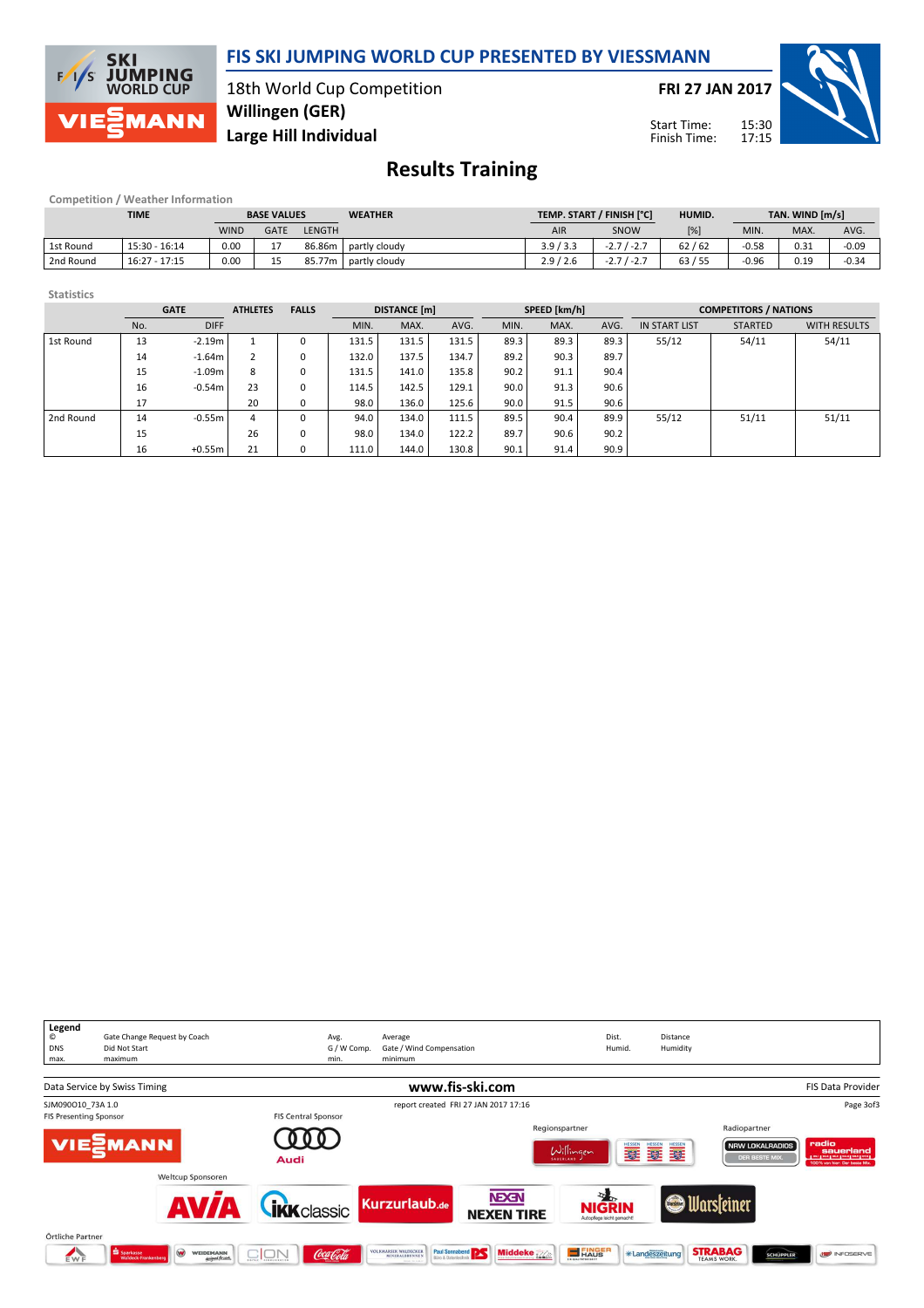# FIS SKI JUMPING WORLD CUP PRESENTED BY VIESSMANN

18th World Cup Competition
**Willingen (GER)**
**Large Hill Individual**

**FRI 27 JAN 2017**

Start Time: 15:30
Finish Time: 17:15

## Results Training

### Competition / Weather Information

| | TIME | BASE VALUES | | | WEATHER | TEMP. START / FINISH [°C] | | HUMID. | TAN. WIND [m/s] | | |
|---|---|---|---|---|---|---|---|---|---|---|---|
| | | WIND | GATE | LENGTH | | AIR | SNOW | [%] | MIN. | MAX. | AVG. |
| 1st Round | 15:30 - 16:14 | 0.00 | 17 | 86.86m | partly cloudy | 3.9 / 3.3 | -2.7 / -2.7 | 62 / 62 | -0.58 | 0.31 | -0.09 |
| 2nd Round | 16:27 - 17:15 | 0.00 | 15 | 85.77m | partly cloudy | 2.9 / 2.6 | -2.7 / -2.7 | 63 / 55 | -0.96 | 0.19 | -0.34 |

### Statistics

| | GATE | | ATHLETES | FALLS | DISTANCE [m] | | | SPEED [km/h] | | | COMPETITORS / NATIONS | | |
|---|---|---|---|---|---|---|---|---|---|---|---|---|---|
| | No. | DIFF | | | MIN. | MAX. | AVG. | MIN. | MAX. | AVG. | IN START LIST | STARTED | WITH RESULTS |
| 1st Round | 13 | -2.19m | 1 | 0 | 131.5 | 131.5 | 131.5 | 89.3 | 89.3 | 89.3 | 55/12 | 54/11 | 54/11 |
| | 14 | -1.64m | 2 | 0 | 132.0 | 137.5 | 134.7 | 89.2 | 90.3 | 89.7 | | | |
| | 15 | -1.09m | 8 | 0 | 131.5 | 141.0 | 135.8 | 90.2 | 91.1 | 90.4 | | | |
| | 16 | -0.54m | 23 | 0 | 114.5 | 142.5 | 129.1 | 90.0 | 91.3 | 90.6 | | | |
| | 17 | | 20 | 0 | 98.0 | 136.0 | 125.6 | 90.0 | 91.5 | 90.6 | | | |
| 2nd Round | 14 | -0.55m | 4 | 0 | 94.0 | 134.0 | 111.5 | 89.5 | 90.4 | 89.9 | 55/12 | 51/11 | 51/11 |
| | 15 | | 26 | 0 | 98.0 | 134.0 | 122.2 | 89.7 | 90.6 | 90.2 | | | |
| | 16 | +0.55m | 21 | 0 | 111.0 | 144.0 | 130.8 | 90.1 | 91.4 | 90.9 | | | |

**Legend**

| | | | | | |
|---|---|---|---|---|---|
| © | Gate Change Request by Coach | Avg. | Average | Dist. | Distance |
| DNS | Did Not Start | G / W Comp. | Gate / Wind Compensation | Humid. | Humidity |
| max. | maximum | min. | minimum | | |

Data Service by Swiss Timing — www.fis-ski.com — FIS Data Provider

SJM090O10_73A 1.0 — report created FRI 27 JAN 2017 17:16